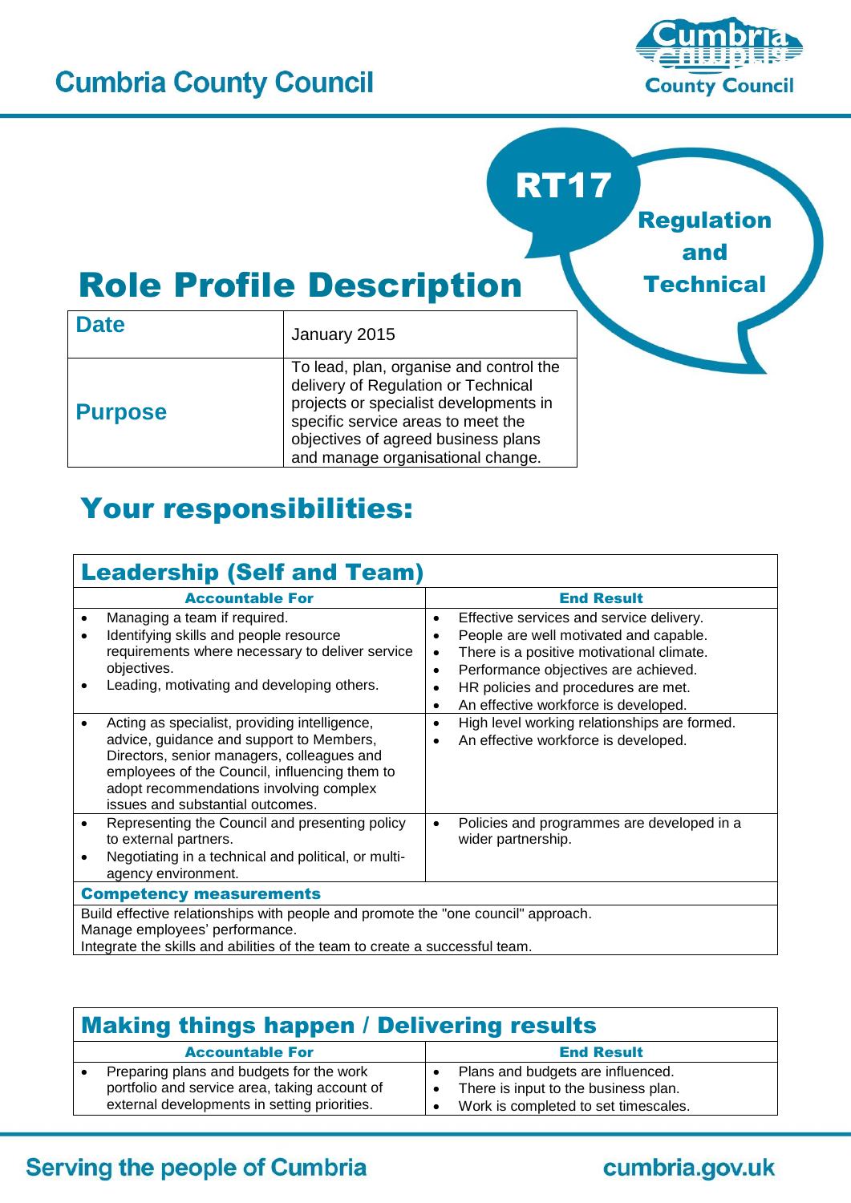# Cumbria County Council

## RT17 Regulation and Technical

# Role Profile Description

| Date | January 2015 |
|---|---|
| Purpose | To lead, plan, organise and control the delivery of Regulation or Technical projects or specialist developments in specific service areas to meet the objectives of agreed business plans and manage organisational change. |

# Your responsibilities:

## Leadership (Self and Team)

| Accountable For | End Result |
|---|---|
| • Managing a team if required.<br>• Identifying skills and people resource requirements where necessary to deliver service objectives.<br>• Leading, motivating and developing others. | • Effective services and service delivery.<br>• People are well motivated and capable.<br>• There is a positive motivational climate.<br>• Performance objectives are achieved.<br>• HR policies and procedures are met.<br>• An effective workforce is developed. |
| • Acting as specialist, providing intelligence, advice, guidance and support to Members, Directors, senior managers, colleagues and employees of the Council, influencing them to adopt recommendations involving complex issues and substantial outcomes. | • High level working relationships are formed.<br>• An effective workforce is developed. |
| • Representing the Council and presenting policy to external partners.<br>• Negotiating in a technical and political, or multi-agency environment. | • Policies and programmes are developed in a wider partnership. |

**Competency measurements**

Build effective relationships with people and promote the "one council" approach.
Manage employees' performance.
Integrate the skills and abilities of the team to create a successful team.

## Making things happen / Delivering results

| Accountable For | End Result |
|---|---|
| • Preparing plans and budgets for the work portfolio and service area, taking account of external developments in setting priorities. | • Plans and budgets are influenced.<br>• There is input to the business plan.<br>• Work is completed to set timescales. |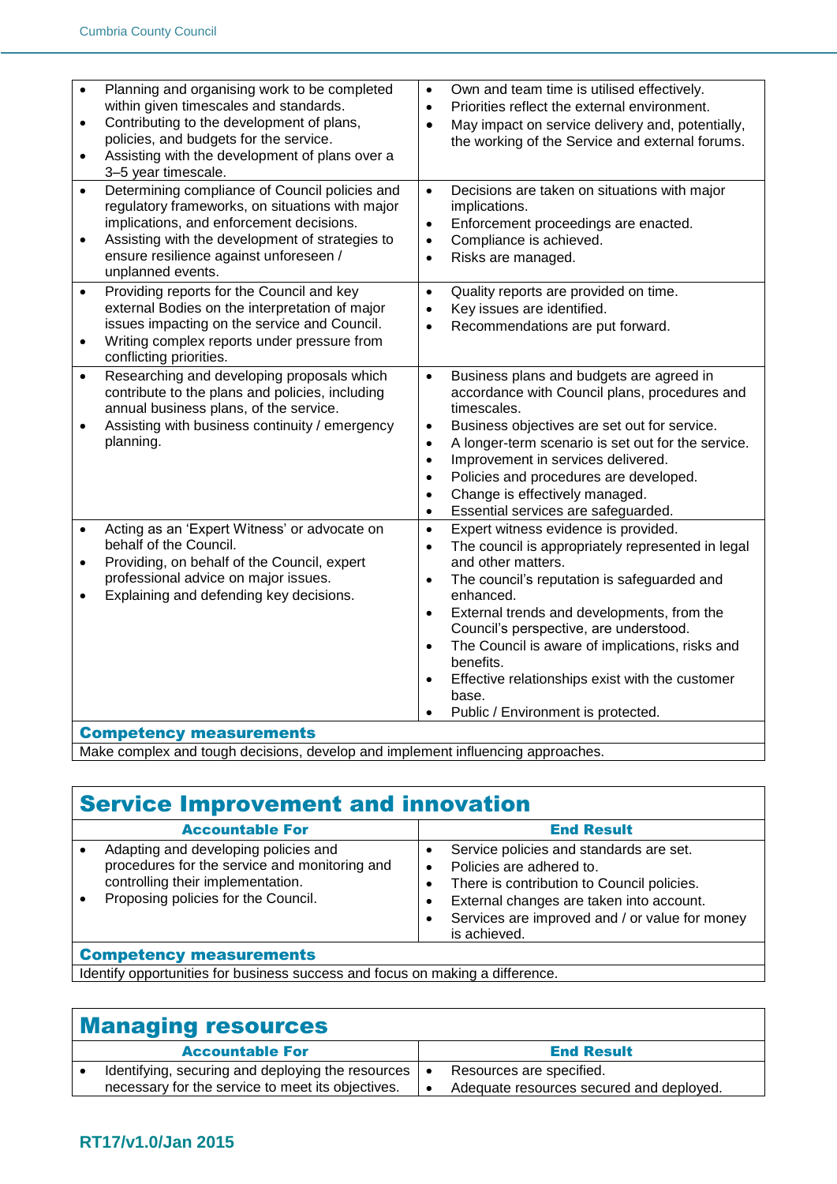| Accountable For | End Result |
|---|---|
| • Planning and organising work to be completed within given timescales and standards.<br>• Contributing to the development of plans, policies, and budgets for the service.<br>• Assisting with the development of plans over a 3–5 year timescale. | • Own and team time is utilised effectively.<br>• Priorities reflect the external environment.<br>• May impact on service delivery and, potentially, the working of the Service and external forums. |
| • Determining compliance of Council policies and regulatory frameworks, on situations with major implications, and enforcement decisions.<br>• Assisting with the development of strategies to ensure resilience against unforeseen / unplanned events. | • Decisions are taken on situations with major implications.<br>• Enforcement proceedings are enacted.<br>• Compliance is achieved.<br>• Risks are managed. |
| • Providing reports for the Council and key external Bodies on the interpretation of major issues impacting on the service and Council.<br>• Writing complex reports under pressure from conflicting priorities. | • Quality reports are provided on time.<br>• Key issues are identified.<br>• Recommendations are put forward. |
| • Researching and developing proposals which contribute to the plans and policies, including annual business plans, of the service.<br>• Assisting with business continuity / emergency planning. | • Business plans and budgets are agreed in accordance with Council plans, procedures and timescales.<br>• Business objectives are set out for service.<br>• A longer-term scenario is set out for the service.<br>• Improvement in services delivered.<br>• Policies and procedures are developed.<br>• Change is effectively managed.<br>• Essential services are safeguarded. |
| • Acting as an 'Expert Witness' or advocate on behalf of the Council.<br>• Providing, on behalf of the Council, expert professional advice on major issues.<br>• Explaining and defending key decisions. | • Expert witness evidence is provided.<br>• The council is appropriately represented in legal and other matters.<br>• The council's reputation is safeguarded and enhanced.<br>• External trends and developments, from the Council's perspective, are understood.<br>• The Council is aware of implications, risks and benefits.<br>• Effective relationships exist with the customer base.<br>• Public / Environment is protected. |

**Competency measurements**

Make complex and tough decisions, develop and implement influencing approaches.

## Service Improvement and innovation

| Accountable For | End Result |
|---|---|
| • Adapting and developing policies and procedures for the service and monitoring and controlling their implementation.<br>• Proposing policies for the Council. | • Service policies and standards are set.<br>• Policies are adhered to.<br>• There is contribution to Council policies.<br>• External changes are taken into account.<br>• Services are improved and / or value for money is achieved. |

**Competency measurements**

Identify opportunities for business success and focus on making a difference.

## Managing resources

| Accountable For | End Result |
|---|---|
| • Identifying, securing and deploying the resources necessary for the service to meet its objectives. | • Resources are specified.<br>• Adequate resources secured and deployed. |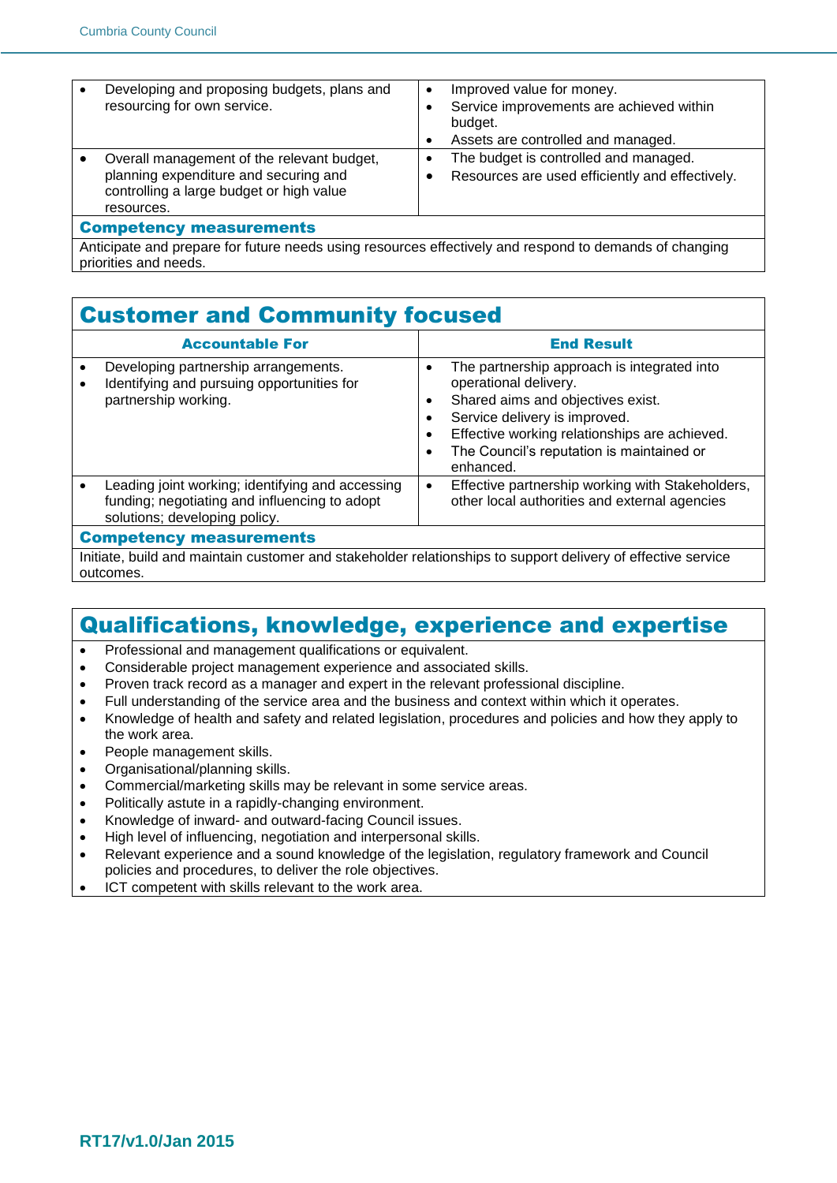| | |
|---|---|
| • Developing and proposing budgets, plans and resourcing for own service. | • Improved value for money.<br>• Service improvements are achieved within budget.<br>• Assets are controlled and managed. |
| • Overall management of the relevant budget, planning expenditure and securing and controlling a large budget or high value resources. | • The budget is controlled and managed.<br>• Resources are used efficiently and effectively. |

**Competency measurements**

Anticipate and prepare for future needs using resources effectively and respond to demands of changing priorities and needs.

## Customer and Community focused

| Accountable For | End Result |
|---|---|
| • Developing partnership arrangements.<br>• Identifying and pursuing opportunities for partnership working. | • The partnership approach is integrated into operational delivery.<br>• Shared aims and objectives exist.<br>• Service delivery is improved.<br>• Effective working relationships are achieved.<br>• The Council's reputation is maintained or enhanced. |
| • Leading joint working; identifying and accessing funding; negotiating and influencing to adopt solutions; developing policy. | • Effective partnership working with Stakeholders, other local authorities and external agencies |

**Competency measurements**

Initiate, build and maintain customer and stakeholder relationships to support delivery of effective service outcomes.

## Qualifications, knowledge, experience and expertise

- Professional and management qualifications or equivalent.
- Considerable project management experience and associated skills.
- Proven track record as a manager and expert in the relevant professional discipline.
- Full understanding of the service area and the business and context within which it operates.
- Knowledge of health and safety and related legislation, procedures and policies and how they apply to the work area.
- People management skills.
- Organisational/planning skills.
- Commercial/marketing skills may be relevant in some service areas.
- Politically astute in a rapidly-changing environment.
- Knowledge of inward- and outward-facing Council issues.
- High level of influencing, negotiation and interpersonal skills.
- Relevant experience and a sound knowledge of the legislation, regulatory framework and Council policies and procedures, to deliver the role objectives.
- ICT competent with skills relevant to the work area.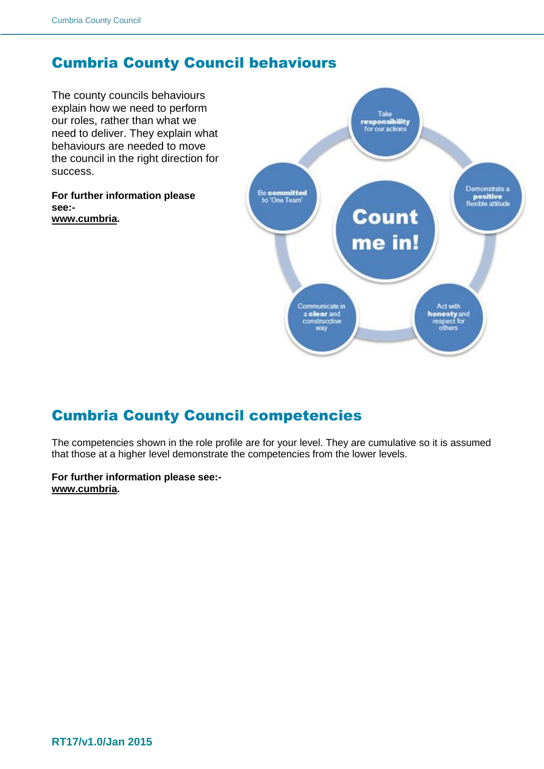## Cumbria County Council behaviours

The county councils behaviours explain how we need to perform our roles, rather than what we need to deliver. They explain what behaviours are needed to move the council in the right direction for success.

**For further information please see:-**
**www.cumbria.**

Take **responsibility** for our actions

Demonstrate a **positive** flexible attitude

Act with **honesty** and respect for others

Communicate in a **clear** and constructive way

Be **committed** to 'One Team'

Count me in!

## Cumbria County Council competencies

The competencies shown in the role profile are for your level. They are cumulative so it is assumed that those at a higher level demonstrate the competencies from the lower levels.

**For further information please see:-**
**www.cumbria.**

RT17/v1.0/Jan 2015